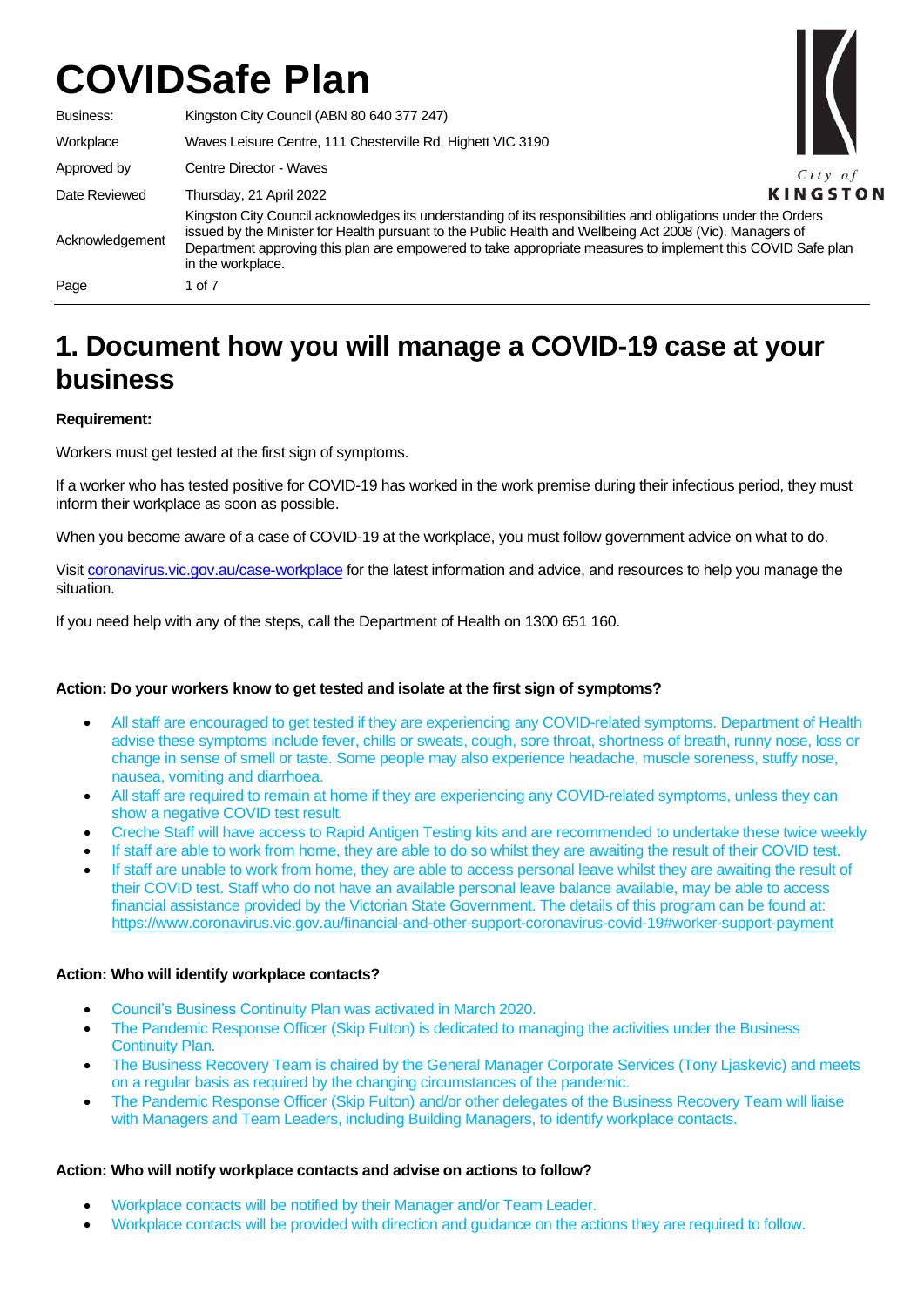# COVIDSafe Plan

| | |
|---|---|
| Business: | Kingston City Council (ABN 80 640 377 247) |
| Workplace | Waves Leisure Centre, 111 Chesterville Rd, Highett VIC 3190 |
| Approved by | Centre Director - Waves |
| Date Reviewed | Thursday, 21 April 2022 |
| Acknowledgement | Kingston City Council acknowledges its understanding of its responsibilities and obligations under the Orders issued by the Minister for Health pursuant to the Public Health and Wellbeing Act 2008 (Vic). Managers of Department approving this plan are empowered to take appropriate measures to implement this COVID Safe plan in the workplace. |
| Page | 1 of 7 |

City of KINGSTON

## 1. Document how you will manage a COVID-19 case at your business

**Requirement:**

Workers must get tested at the first sign of symptoms.

If a worker who has tested positive for COVID-19 has worked in the work premise during their infectious period, they must inform their workplace as soon as possible.

When you become aware of a case of COVID-19 at the workplace, you must follow government advice on what to do.

Visit coronavirus.vic.gov.au/case-workplace for the latest information and advice, and resources to help you manage the situation.

If you need help with any of the steps, call the Department of Health on 1300 651 160.

**Action: Do your workers know to get tested and isolate at the first sign of symptoms?**

- All staff are encouraged to get tested if they are experiencing any COVID-related symptoms. Department of Health advise these symptoms include fever, chills or sweats, cough, sore throat, shortness of breath, runny nose, loss or change in sense of smell or taste. Some people may also experience headache, muscle soreness, stuffy nose, nausea, vomiting and diarrhoea.
- All staff are required to remain at home if they are experiencing any COVID-related symptoms, unless they can show a negative COVID test result.
- Creche Staff will have access to Rapid Antigen Testing kits and are recommended to undertake these twice weekly
- If staff are able to work from home, they are able to do so whilst they are awaiting the result of their COVID test.
- If staff are unable to work from home, they are able to access personal leave whilst they are awaiting the result of their COVID test. Staff who do not have an available personal leave balance available, may be able to access financial assistance provided by the Victorian State Government. The details of this program can be found at: https://www.coronavirus.vic.gov.au/financial-and-other-support-coronavirus-covid-19#worker-support-payment

**Action: Who will identify workplace contacts?**

- Council's Business Continuity Plan was activated in March 2020.
- The Pandemic Response Officer (Skip Fulton) is dedicated to managing the activities under the Business Continuity Plan.
- The Business Recovery Team is chaired by the General Manager Corporate Services (Tony Ljaskevic) and meets on a regular basis as required by the changing circumstances of the pandemic.
- The Pandemic Response Officer (Skip Fulton) and/or other delegates of the Business Recovery Team will liaise with Managers and Team Leaders, including Building Managers, to identify workplace contacts.

**Action: Who will notify workplace contacts and advise on actions to follow?**

- Workplace contacts will be notified by their Manager and/or Team Leader.
- Workplace contacts will be provided with direction and guidance on the actions they are required to follow.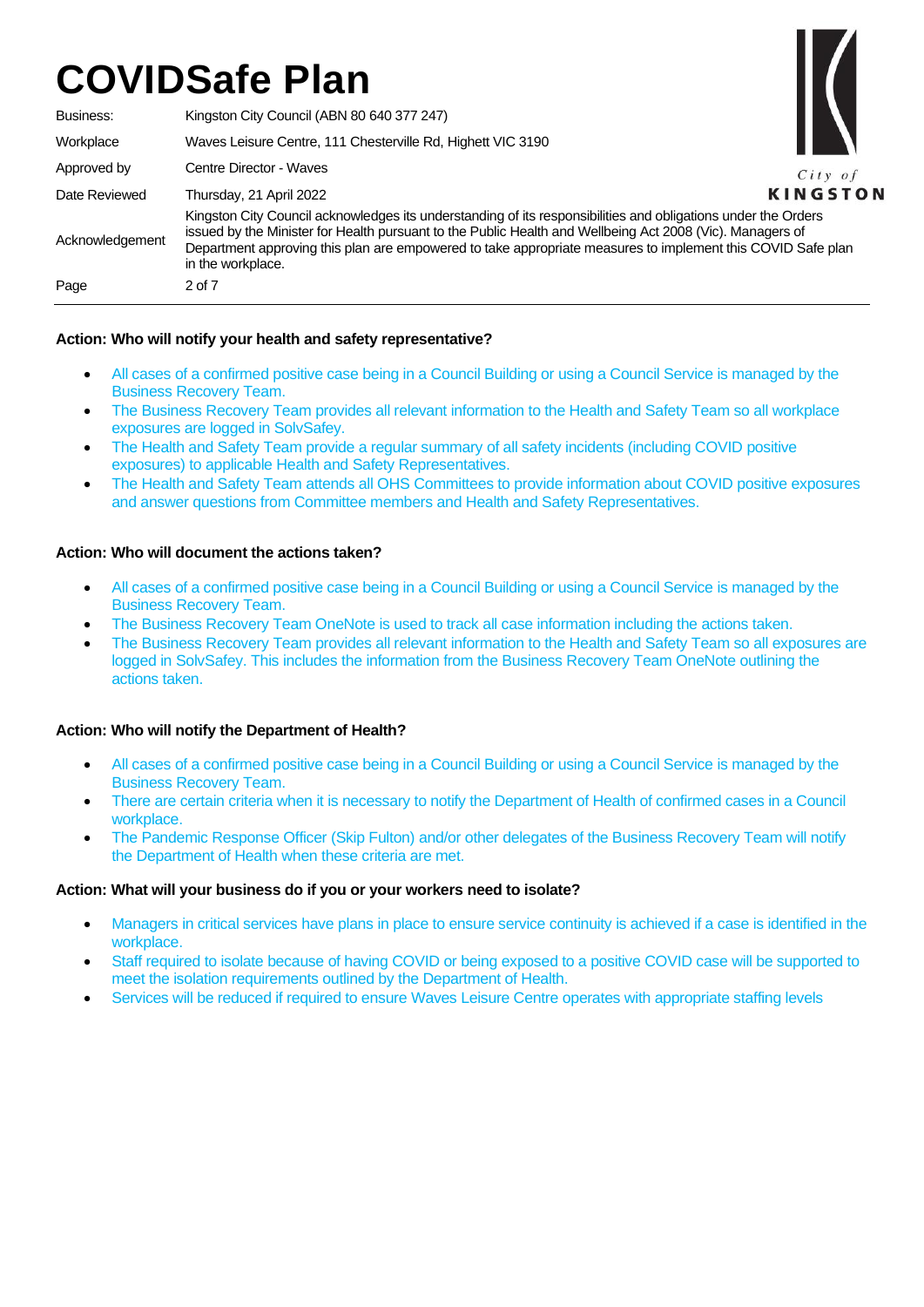# COVIDSafe Plan

| | |
|---|---|
| Business: | Kingston City Council (ABN 80 640 377 247) |
| Workplace | Waves Leisure Centre, 111 Chesterville Rd, Highett VIC 3190 |
| Approved by | Centre Director - Waves |
| Date Reviewed | Thursday, 21 April 2022 |
| Acknowledgement | Kingston City Council acknowledges its understanding of its responsibilities and obligations under the Orders issued by the Minister for Health pursuant to the Public Health and Wellbeing Act 2008 (Vic). Managers of Department approving this plan are empowered to take appropriate measures to implement this COVID Safe plan in the workplace. |

**Action: Who will notify your health and safety representative?**

- All cases of a confirmed positive case being in a Council Building or using a Council Service is managed by the Business Recovery Team.
- The Business Recovery Team provides all relevant information to the Health and Safety Team so all workplace exposures are logged in SolvSafey.
- The Health and Safety Team provide a regular summary of all safety incidents (including COVID positive exposures) to applicable Health and Safety Representatives.
- The Health and Safety Team attends all OHS Committees to provide information about COVID positive exposures and answer questions from Committee members and Health and Safety Representatives.

**Action: Who will document the actions taken?**

- All cases of a confirmed positive case being in a Council Building or using a Council Service is managed by the Business Recovery Team.
- The Business Recovery Team OneNote is used to track all case information including the actions taken.
- The Business Recovery Team provides all relevant information to the Health and Safety Team so all exposures are logged in SolvSafey. This includes the information from the Business Recovery Team OneNote outlining the actions taken.

**Action: Who will notify the Department of Health?**

- All cases of a confirmed positive case being in a Council Building or using a Council Service is managed by the Business Recovery Team.
- There are certain criteria when it is necessary to notify the Department of Health of confirmed cases in a Council workplace.
- The Pandemic Response Officer (Skip Fulton) and/or other delegates of the Business Recovery Team will notify the Department of Health when these criteria are met.

**Action: What will your business do if you or your workers need to isolate?**

- Managers in critical services have plans in place to ensure service continuity is achieved if a case is identified in the workplace.
- Staff required to isolate because of having COVID or being exposed to a positive COVID case will be supported to meet the isolation requirements outlined by the Department of Health.
- Services will be reduced if required to ensure Waves Leisure Centre operates with appropriate staffing levels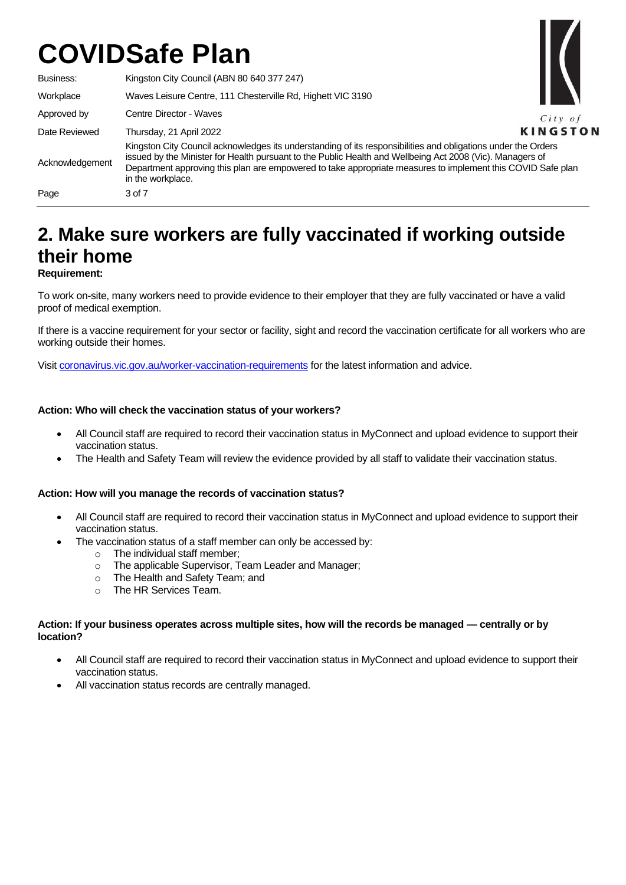# COVIDSafe Plan

| | |
|---|---|
| Business: | Kingston City Council (ABN 80 640 377 247) |
| Workplace | Waves Leisure Centre, 111 Chesterville Rd, Highett VIC 3190 |
| Approved by | Centre Director - Waves |
| Date Reviewed | Thursday, 21 April 2022 |
| Acknowledgement | Kingston City Council acknowledges its understanding of its responsibilities and obligations under the Orders issued by the Minister for Health pursuant to the Public Health and Wellbeing Act 2008 (Vic). Managers of Department approving this plan are empowered to take appropriate measures to implement this COVID Safe plan in the workplace. |

## 2. Make sure workers are fully vaccinated if working outside their home

**Requirement:**

To work on-site, many workers need to provide evidence to their employer that they are fully vaccinated or have a valid proof of medical exemption.

If there is a vaccine requirement for your sector or facility, sight and record the vaccination certificate for all workers who are working outside their homes.

Visit [coronavirus.vic.gov.au/worker-vaccination-requirements](coronavirus.vic.gov.au/worker-vaccination-requirements) for the latest information and advice.

**Action: Who will check the vaccination status of your workers?**

- All Council staff are required to record their vaccination status in MyConnect and upload evidence to support their vaccination status.
- The Health and Safety Team will review the evidence provided by all staff to validate their vaccination status.

**Action: How will you manage the records of vaccination status?**

- All Council staff are required to record their vaccination status in MyConnect and upload evidence to support their vaccination status.
- The vaccination status of a staff member can only be accessed by:
  - The individual staff member;
  - The applicable Supervisor, Team Leader and Manager;
  - The Health and Safety Team; and
  - The HR Services Team.

**Action: If your business operates across multiple sites, how will the records be managed — centrally or by location?**

- All Council staff are required to record their vaccination status in MyConnect and upload evidence to support their vaccination status.
- All vaccination status records are centrally managed.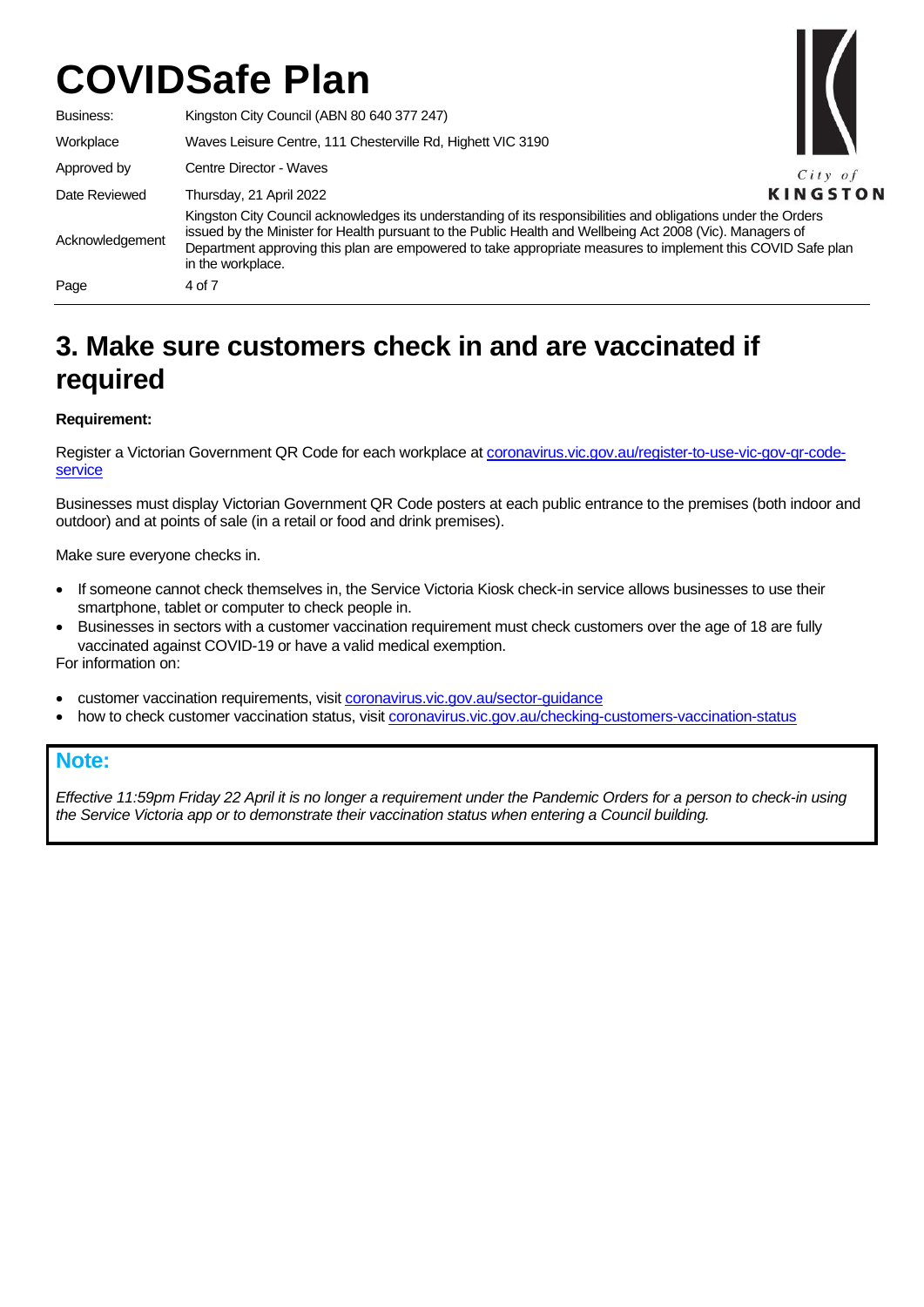# COVIDSafe Plan

| | |
|---|---|
| Business: | Kingston City Council (ABN 80 640 377 247) |
| Workplace | Waves Leisure Centre, 111 Chesterville Rd, Highett VIC 3190 |
| Approved by | Centre Director - Waves |
| Date Reviewed | Thursday, 21 April 2022 |
| Acknowledgement | Kingston City Council acknowledges its understanding of its responsibilities and obligations under the Orders issued by the Minister for Health pursuant to the Public Health and Wellbeing Act 2008 (Vic). Managers of Department approving this plan are empowered to take appropriate measures to implement this COVID Safe plan in the workplace. |

City of KINGSTON

## 3. Make sure customers check in and are vaccinated if required

**Requirement:**

Register a Victorian Government QR Code for each workplace at [coronavirus.vic.gov.au/register-to-use-vic-gov-qr-code-service](coronavirus.vic.gov.au/register-to-use-vic-gov-qr-code-service)

Businesses must display Victorian Government QR Code posters at each public entrance to the premises (both indoor and outdoor) and at points of sale (in a retail or food and drink premises).

Make sure everyone checks in.

- If someone cannot check themselves in, the Service Victoria Kiosk check-in service allows businesses to use their smartphone, tablet or computer to check people in.
- Businesses in sectors with a customer vaccination requirement must check customers over the age of 18 are fully vaccinated against COVID-19 or have a valid medical exemption.

For information on:

- customer vaccination requirements, visit [coronavirus.vic.gov.au/sector-guidance](coronavirus.vic.gov.au/sector-guidance)
- how to check customer vaccination status, visit [coronavirus.vic.gov.au/checking-customers-vaccination-status](coronavirus.vic.gov.au/checking-customers-vaccination-status)

**Note:**

*Effective 11:59pm Friday 22 April it is no longer a requirement under the Pandemic Orders for a person to check-in using the Service Victoria app or to demonstrate their vaccination status when entering a Council building.*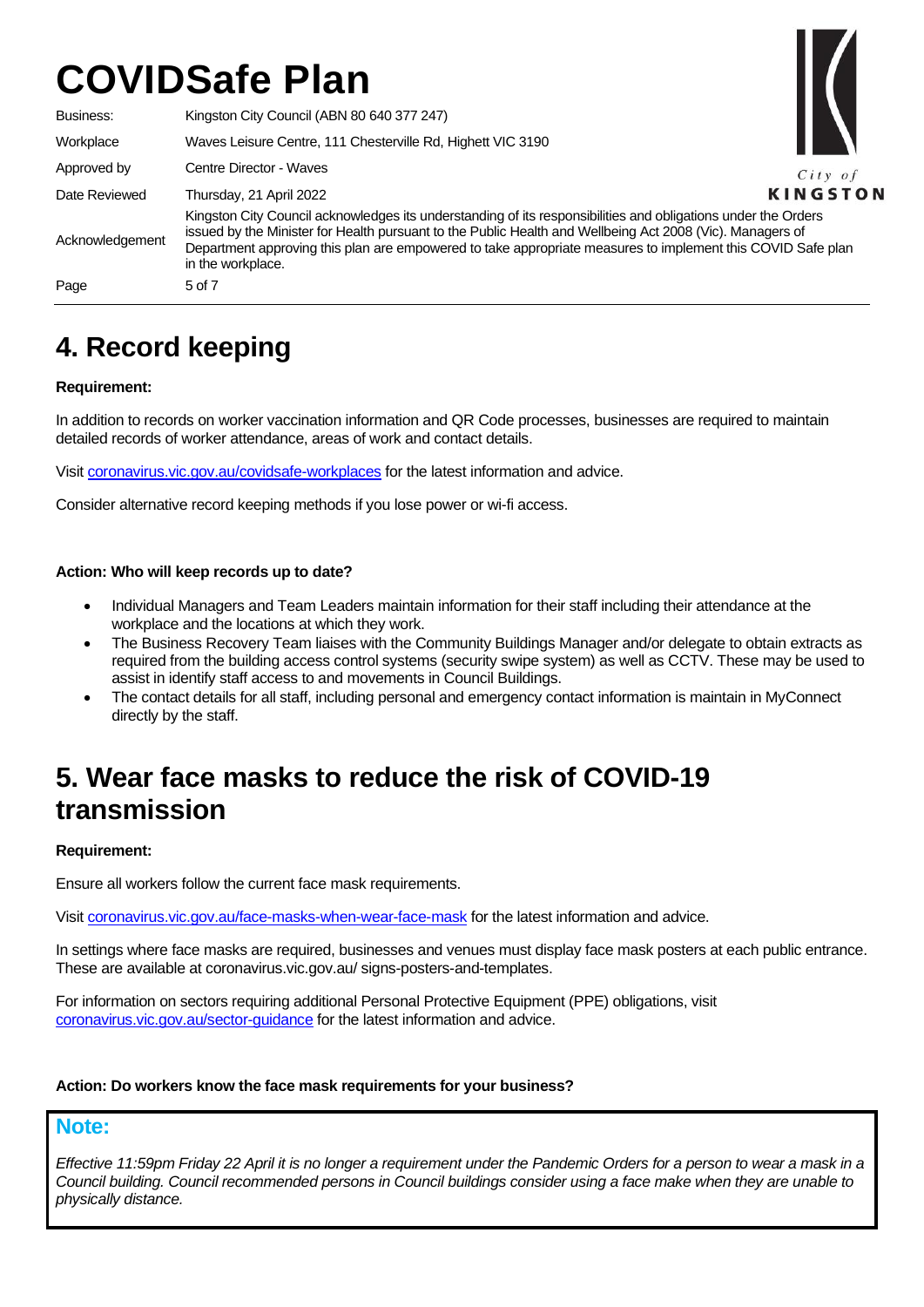# 4. Record keeping

**Requirement:**

In addition to records on worker vaccination information and QR Code processes, businesses are required to maintain detailed records of worker attendance, areas of work and contact details.

Visit [coronavirus.vic.gov.au/covidsafe-workplaces](coronavirus.vic.gov.au/covidsafe-workplaces) for the latest information and advice.

Consider alternative record keeping methods if you lose power or wi-fi access.

**Action: Who will keep records up to date?**

- Individual Managers and Team Leaders maintain information for their staff including their attendance at the workplace and the locations at which they work.
- The Business Recovery Team liaises with the Community Buildings Manager and/or delegate to obtain extracts as required from the building access control systems (security swipe system) as well as CCTV. These may be used to assist in identify staff access to and movements in Council Buildings.
- The contact details for all staff, including personal and emergency contact information is maintain in MyConnect directly by the staff.

# 5. Wear face masks to reduce the risk of COVID-19 transmission

**Requirement:**

Ensure all workers follow the current face mask requirements.

Visit [coronavirus.vic.gov.au/face-masks-when-wear-face-mask](coronavirus.vic.gov.au/face-masks-when-wear-face-mask) for the latest information and advice.

In settings where face masks are required, businesses and venues must display face mask posters at each public entrance. These are available at coronavirus.vic.gov.au/ signs-posters-and-templates.

For information on sectors requiring additional Personal Protective Equipment (PPE) obligations, visit [coronavirus.vic.gov.au/sector-guidance](coronavirus.vic.gov.au/sector-guidance) for the latest information and advice.

**Action: Do workers know the face mask requirements for your business?**

**Note:**

*Effective 11:59pm Friday 22 April it is no longer a requirement under the Pandemic Orders for a person to wear a mask in a Council building. Council recommended persons in Council buildings consider using a face make when they are unable to physically distance.*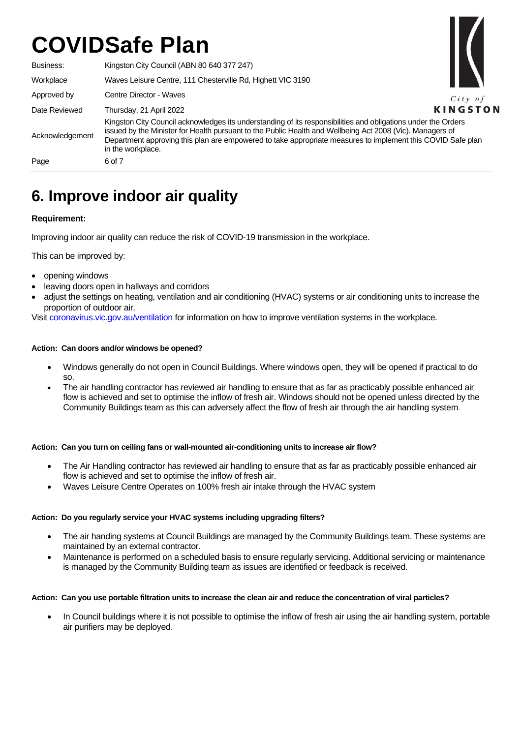# COVIDSafe Plan

| | |
|---|---|
| Business: | Kingston City Council (ABN 80 640 377 247) |
| Workplace | Waves Leisure Centre, 111 Chesterville Rd, Highett VIC 3190 |
| Approved by | Centre Director - Waves |
| Date Reviewed | Thursday, 21 April 2022 |
| Acknowledgement | Kingston City Council acknowledges its understanding of its responsibilities and obligations under the Orders issued by the Minister for Health pursuant to the Public Health and Wellbeing Act 2008 (Vic). Managers of Department approving this plan are empowered to take appropriate measures to implement this COVID Safe plan in the workplace. |

## 6. Improve indoor air quality

**Requirement:**

Improving indoor air quality can reduce the risk of COVID-19 transmission in the workplace.

This can be improved by:

- opening windows
- leaving doors open in hallways and corridors
- adjust the settings on heating, ventilation and air conditioning (HVAC) systems or air conditioning units to increase the proportion of outdoor air.

Visit [coronavirus.vic.gov.au/ventilation](coronavirus.vic.gov.au/ventilation) for information on how to improve ventilation systems in the workplace.

**Action: Can doors and/or windows be opened?**

- Windows generally do not open in Council Buildings. Where windows open, they will be opened if practical to do so.
- The air handling contractor has reviewed air handling to ensure that as far as practicably possible enhanced air flow is achieved and set to optimise the inflow of fresh air. Windows should not be opened unless directed by the Community Buildings team as this can adversely affect the flow of fresh air through the air handling system.

**Action: Can you turn on ceiling fans or wall-mounted air-conditioning units to increase air flow?**

- The Air Handling contractor has reviewed air handling to ensure that as far as practicably possible enhanced air flow is achieved and set to optimise the inflow of fresh air.
- Waves Leisure Centre Operates on 100% fresh air intake through the HVAC system

**Action: Do you regularly service your HVAC systems including upgrading filters?**

- The air handing systems at Council Buildings are managed by the Community Buildings team. These systems are maintained by an external contractor.
- Maintenance is performed on a scheduled basis to ensure regularly servicing. Additional servicing or maintenance is managed by the Community Building team as issues are identified or feedback is received.

**Action: Can you use portable filtration units to increase the clean air and reduce the concentration of viral particles?**

- In Council buildings where it is not possible to optimise the inflow of fresh air using the air handling system, portable air purifiers may be deployed.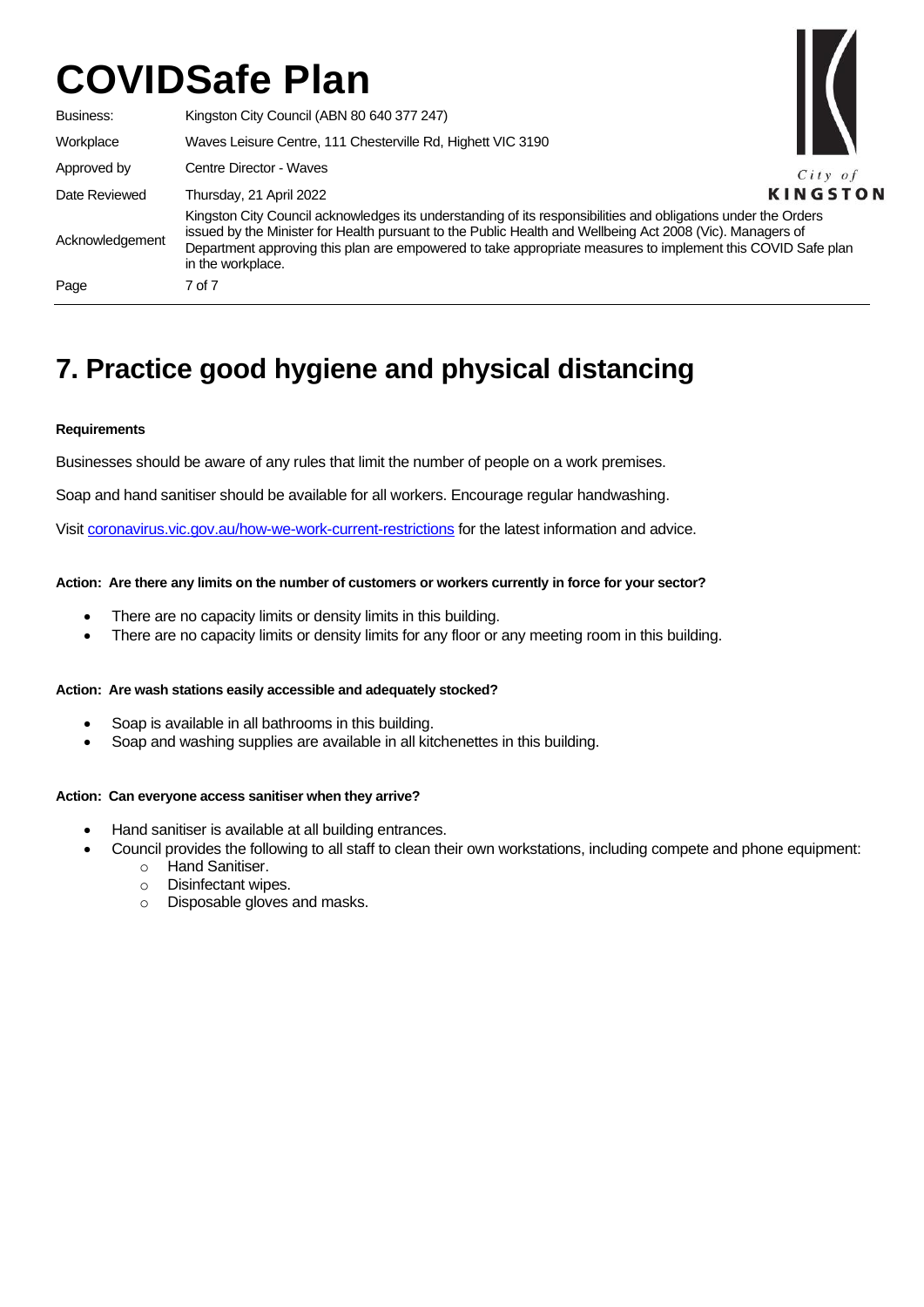# COVIDSafe Plan

| | |
|---|---|
| Business: | Kingston City Council (ABN 80 640 377 247) |
| Workplace | Waves Leisure Centre, 111 Chesterville Rd, Highett VIC 3190 |
| Approved by | Centre Director - Waves |
| Date Reviewed | Thursday, 21 April 2022 |
| Acknowledgement | Kingston City Council acknowledges its understanding of its responsibilities and obligations under the Orders issued by the Minister for Health pursuant to the Public Health and Wellbeing Act 2008 (Vic). Managers of Department approving this plan are empowered to take appropriate measures to implement this COVID Safe plan in the workplace. |

## 7. Practice good hygiene and physical distancing

**Requirements**

Businesses should be aware of any rules that limit the number of people on a work premises.

Soap and hand sanitiser should be available for all workers. Encourage regular handwashing.

Visit coronavirus.vic.gov.au/how-we-work-current-restrictions for the latest information and advice.

**Action: Are there any limits on the number of customers or workers currently in force for your sector?**

- There are no capacity limits or density limits in this building.
- There are no capacity limits or density limits for any floor or any meeting room in this building.

**Action: Are wash stations easily accessible and adequately stocked?**

- Soap is available in all bathrooms in this building.
- Soap and washing supplies are available in all kitchenettes in this building.

**Action: Can everyone access sanitiser when they arrive?**

- Hand sanitiser is available at all building entrances.
- Council provides the following to all staff to clean their own workstations, including compete and phone equipment:
  - Hand Sanitiser.
  - Disinfectant wipes.
  - Disposable gloves and masks.